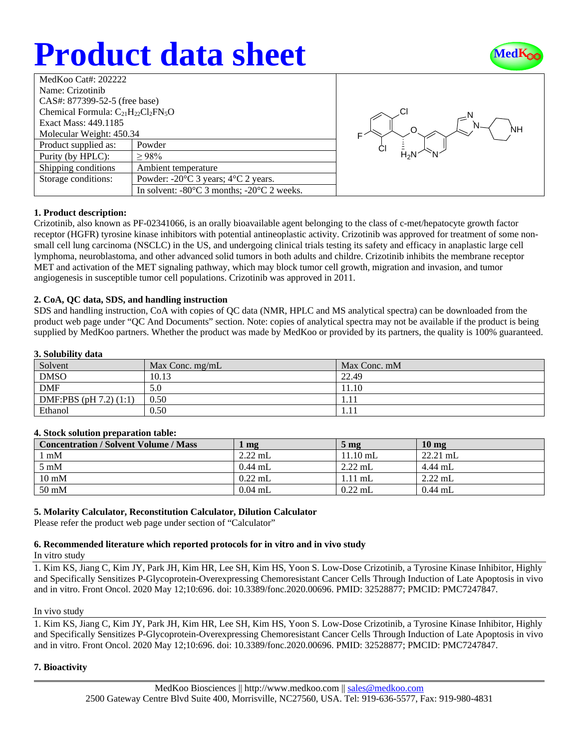# Product data sheet

MedKoo

| MedKoo Cat#: 202222 | |
|---|---|
| Name: Crizotinib | |
| CAS#: 877399-52-5 (free base) | |
| Chemical Formula: $C_{21}H_{22}Cl_2FN_5O$ | |
| Exact Mass: 449.1185 | |
| Molecular Weight: 450.34 | |
| Product supplied as: | Powder |
| Purity (by HPLC): | ≥ 98% |
| Shipping conditions | Ambient temperature |
| Storage conditions: | Powder: -20°C 3 years; 4°C 2 years. |
| | In solvent: -80°C 3 months; -20°C 2 weeks. |

### 1. Product description:

Crizotinib, also known as PF-02341066, is an orally bioavailable agent belonging to the class of c-met/hepatocyte growth factor receptor (HGFR) tyrosine kinase inhibitors with potential antineoplastic activity. Crizotinib was approved for treatment of some non-small cell lung carcinoma (NSCLC) in the US, and undergoing clinical trials testing its safety and efficacy in anaplastic large cell lymphoma, neuroblastoma, and other advanced solid tumors in both adults and childre. Crizotinib inhibits the membrane receptor MET and activation of the MET signaling pathway, which may block tumor cell growth, migration and invasion, and tumor angiogenesis in susceptible tumor cell populations. Crizotinib was approved in 2011.

### 2. CoA, QC data, SDS, and handling instruction

SDS and handling instruction, CoA with copies of QC data (NMR, HPLC and MS analytical spectra) can be downloaded from the product web page under "QC And Documents" section. Note: copies of analytical spectra may not be available if the product is being supplied by MedKoo partners. Whether the product was made by MedKoo or provided by its partners, the quality is 100% guaranteed.

### 3. Solubility data

| Solvent | Max Conc. mg/mL | Max Conc. mM |
|---|---|---|
| DMSO | 10.13 | 22.49 |
| DMF | 5.0 | 11.10 |
| DMF:PBS (pH 7.2) (1:1) | 0.50 | 1.11 |
| Ethanol | 0.50 | 1.11 |

### 4. Stock solution preparation table:

| Concentration / Solvent Volume / Mass | 1 mg | 5 mg | 10 mg |
|---|---|---|---|
| 1 mM | 2.22 mL | 11.10 mL | 22.21 mL |
| 5 mM | 0.44 mL | 2.22 mL | 4.44 mL |
| 10 mM | 0.22 mL | 1.11 mL | 2.22 mL |
| 50 mM | 0.04 mL | 0.22 mL | 0.44 mL |

### 5. Molarity Calculator, Reconstitution Calculator, Dilution Calculator

Please refer the product web page under section of "Calculator"

### 6. Recommended literature which reported protocols for in vitro and in vivo study

In vitro study

1. Kim KS, Jiang C, Kim JY, Park JH, Kim HR, Lee SH, Kim HS, Yoon S. Low-Dose Crizotinib, a Tyrosine Kinase Inhibitor, Highly and Specifically Sensitizes P-Glycoprotein-Overexpressing Chemoresistant Cancer Cells Through Induction of Late Apoptosis in vivo and in vitro. Front Oncol. 2020 May 12;10:696. doi: 10.3389/fonc.2020.00696. PMID: 32528877; PMCID: PMC7247847.

In vivo study

1. Kim KS, Jiang C, Kim JY, Park JH, Kim HR, Lee SH, Kim HS, Yoon S. Low-Dose Crizotinib, a Tyrosine Kinase Inhibitor, Highly and Specifically Sensitizes P-Glycoprotein-Overexpressing Chemoresistant Cancer Cells Through Induction of Late Apoptosis in vivo and in vitro. Front Oncol. 2020 May 12;10:696. doi: 10.3389/fonc.2020.00696. PMID: 32528877; PMCID: PMC7247847.

### 7. Bioactivity

MedKoo Biosciences || http://www.medkoo.com || sales@medkoo.com
2500 Gateway Centre Blvd Suite 400, Morrisville, NC27560, USA. Tel: 919-636-5577, Fax: 919-980-4831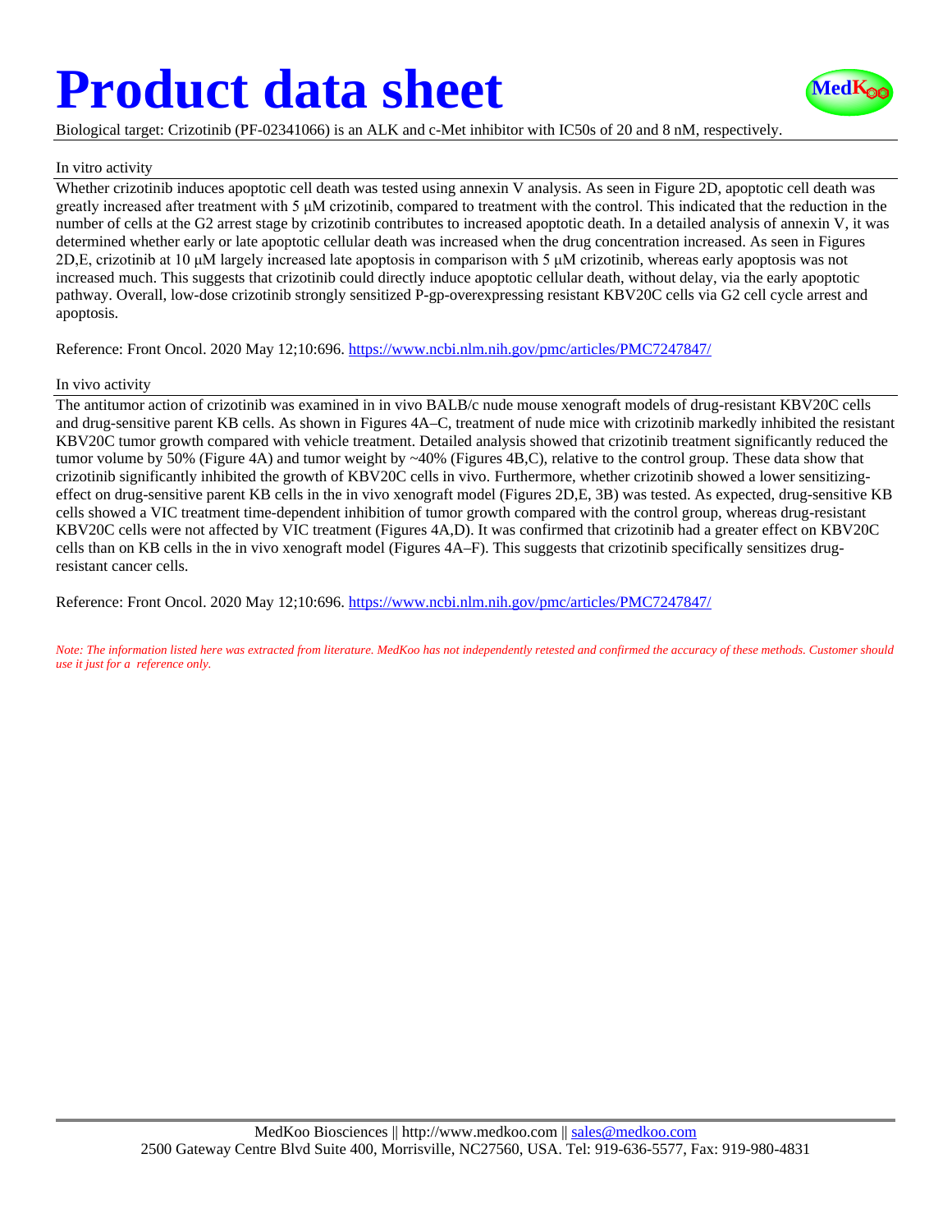# Product data sheet

Biological target: Crizotinib (PF-02341066) is an ALK and c-Met inhibitor with IC50s of 20 and 8 nM, respectively.

## In vitro activity

Whether crizotinib induces apoptotic cell death was tested using annexin V analysis. As seen in Figure 2D, apoptotic cell death was greatly increased after treatment with 5 μM crizotinib, compared to treatment with the control. This indicated that the reduction in the number of cells at the G2 arrest stage by crizotinib contributes to increased apoptotic death. In a detailed analysis of annexin V, it was determined whether early or late apoptotic cellular death was increased when the drug concentration increased. As seen in Figures 2D,E, crizotinib at 10 μM largely increased late apoptosis in comparison with 5 μM crizotinib, whereas early apoptosis was not increased much. This suggests that crizotinib could directly induce apoptotic cellular death, without delay, via the early apoptotic pathway. Overall, low-dose crizotinib strongly sensitized P-gp-overexpressing resistant KBV20C cells via G2 cell cycle arrest and apoptosis.

Reference: Front Oncol. 2020 May 12;10:696. https://www.ncbi.nlm.nih.gov/pmc/articles/PMC7247847/

## In vivo activity

The antitumor action of crizotinib was examined in in vivo BALB/c nude mouse xenograft models of drug-resistant KBV20C cells and drug-sensitive parent KB cells. As shown in Figures 4A–C, treatment of nude mice with crizotinib markedly inhibited the resistant KBV20C tumor growth compared with vehicle treatment. Detailed analysis showed that crizotinib treatment significantly reduced the tumor volume by 50% (Figure 4A) and tumor weight by ~40% (Figures 4B,C), relative to the control group. These data show that crizotinib significantly inhibited the growth of KBV20C cells in vivo. Furthermore, whether crizotinib showed a lower sensitizing-effect on drug-sensitive parent KB cells in the in vivo xenograft model (Figures 2D,E, 3B) was tested. As expected, drug-sensitive KB cells showed a VIC treatment time-dependent inhibition of tumor growth compared with the control group, whereas drug-resistant KBV20C cells were not affected by VIC treatment (Figures 4A,D). It was confirmed that crizotinib had a greater effect on KBV20C cells than on KB cells in the in vivo xenograft model (Figures 4A–F). This suggests that crizotinib specifically sensitizes drug-resistant cancer cells.

Reference: Front Oncol. 2020 May 12;10:696. https://www.ncbi.nlm.nih.gov/pmc/articles/PMC7247847/

*Note: The information listed here was extracted from literature. MedKoo has not independently retested and confirmed the accuracy of these methods. Customer should use it just for a reference only.*

MedKoo Biosciences || http://www.medkoo.com || sales@medkoo.com
2500 Gateway Centre Blvd Suite 400, Morrisville, NC27560, USA. Tel: 919-636-5577, Fax: 919-980-4831